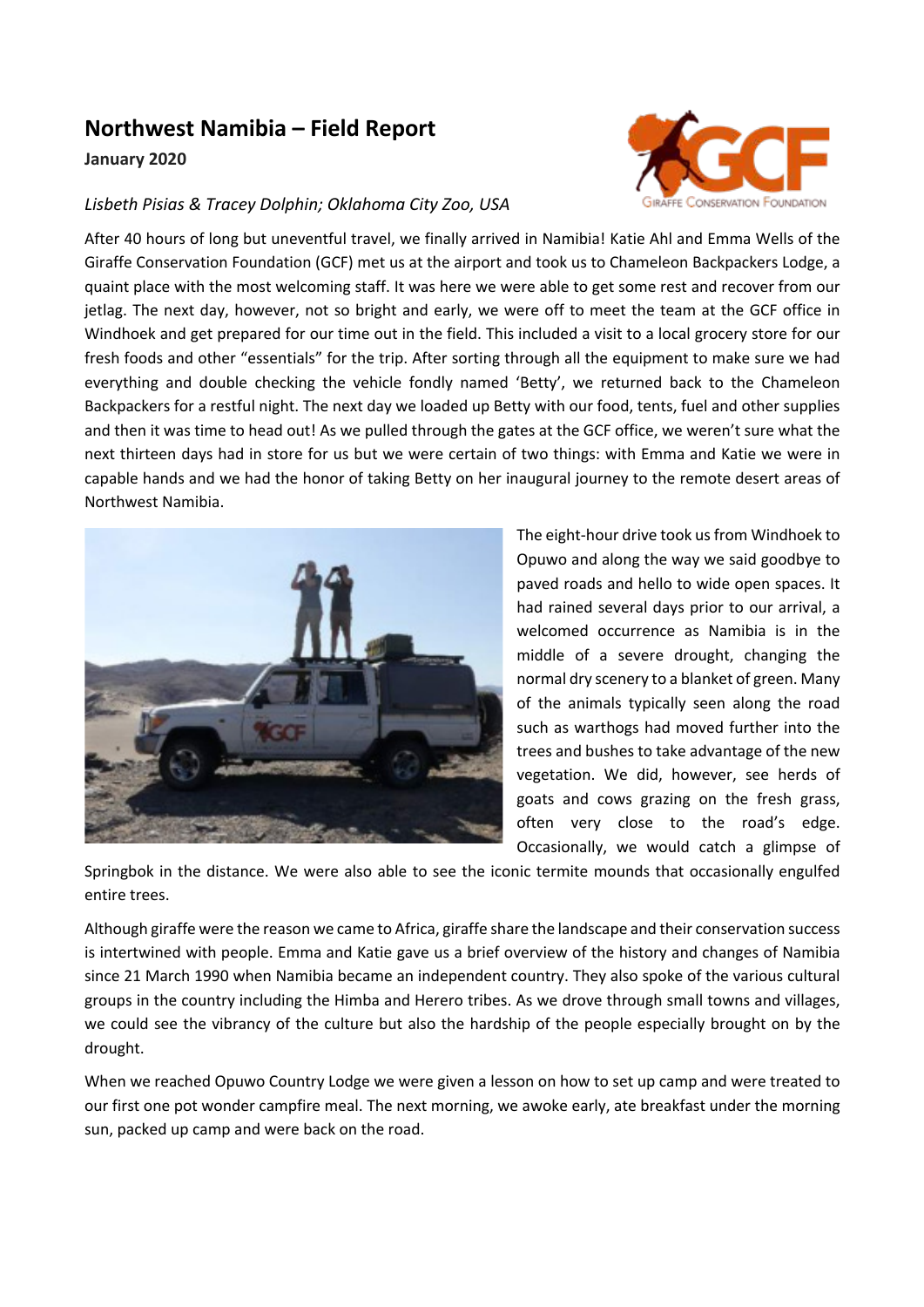# Northwest Namibia – Field Report

**January 2020**

*Lisbeth Pisias & Tracey Dolphin; Oklahoma City Zoo, USA*

After 40 hours of long but uneventful travel, we finally arrived in Namibia! Katie Ahl and Emma Wells of the Giraffe Conservation Foundation (GCF) met us at the airport and took us to Chameleon Backpackers Lodge, a quaint place with the most welcoming staff. It was here we were able to get some rest and recover from our jetlag. The next day, however, not so bright and early, we were off to meet the team at the GCF office in Windhoek and get prepared for our time out in the field. This included a visit to a local grocery store for our fresh foods and other "essentials" for the trip. After sorting through all the equipment to make sure we had everything and double checking the vehicle fondly named 'Betty', we returned back to the Chameleon Backpackers for a restful night. The next day we loaded up Betty with our food, tents, fuel and other supplies and then it was time to head out! As we pulled through the gates at the GCF office, we weren't sure what the next thirteen days had in store for us but we were certain of two things: with Emma and Katie we were in capable hands and we had the honor of taking Betty on her inaugural journey to the remote desert areas of Northwest Namibia.

The eight-hour drive took us from Windhoek to Opuwo and along the way we said goodbye to paved roads and hello to wide open spaces. It had rained several days prior to our arrival, a welcomed occurrence as Namibia is in the middle of a severe drought, changing the normal dry scenery to a blanket of green. Many of the animals typically seen along the road such as warthogs had moved further into the trees and bushes to take advantage of the new vegetation. We did, however, see herds of goats and cows grazing on the fresh grass, often very close to the road's edge. Occasionally, we would catch a glimpse of Springbok in the distance. We were also able to see the iconic termite mounds that occasionally engulfed entire trees.

Although giraffe were the reason we came to Africa, giraffe share the landscape and their conservation success is intertwined with people. Emma and Katie gave us a brief overview of the history and changes of Namibia since 21 March 1990 when Namibia became an independent country. They also spoke of the various cultural groups in the country including the Himba and Herero tribes. As we drove through small towns and villages, we could see the vibrancy of the culture but also the hardship of the people especially brought on by the drought.

When we reached Opuwo Country Lodge we were given a lesson on how to set up camp and were treated to our first one pot wonder campfire meal. The next morning, we awoke early, ate breakfast under the morning sun, packed up camp and were back on the road.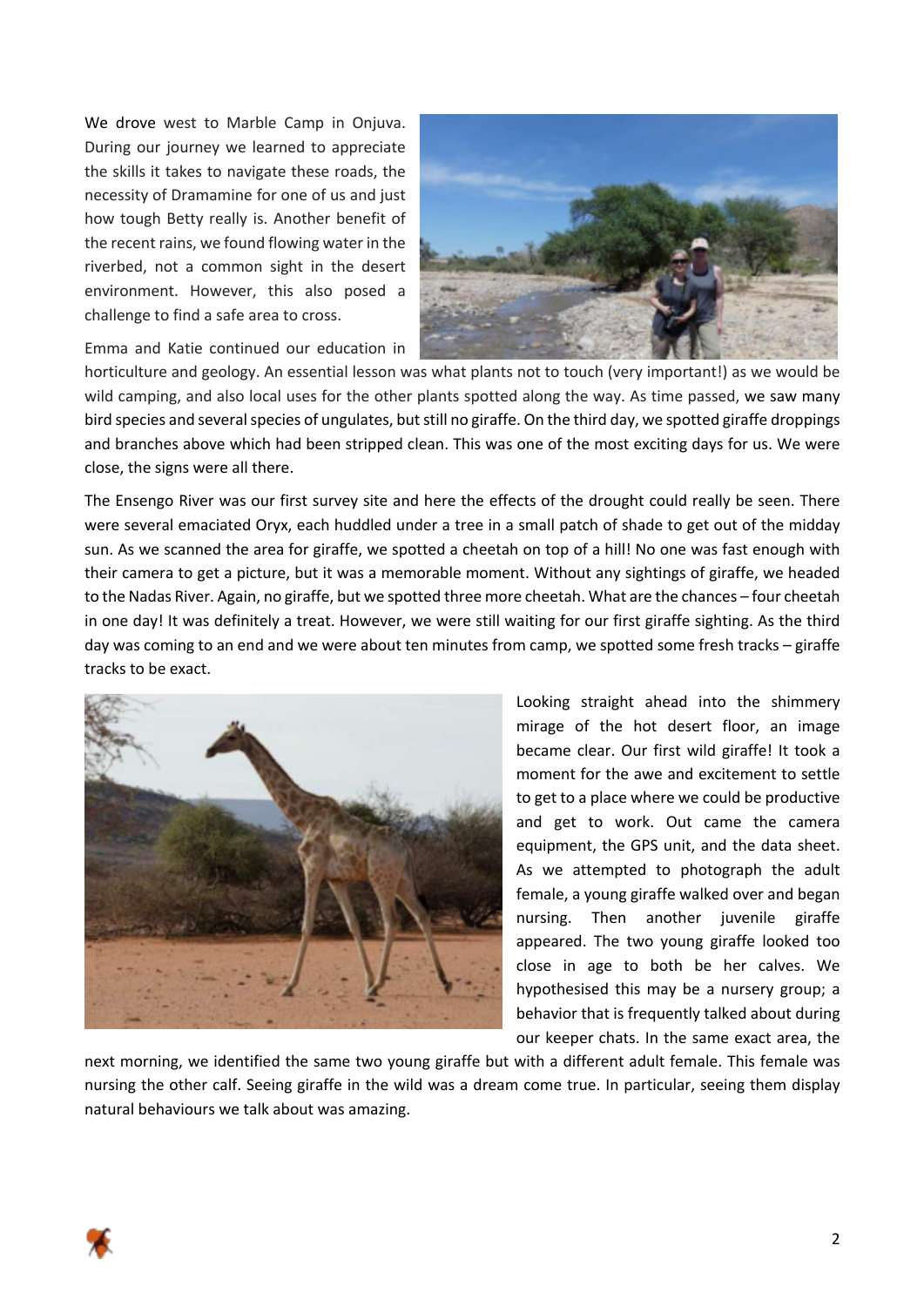We drove west to Marble Camp in Onjuva. During our journey we learned to appreciate the skills it takes to navigate these roads, the necessity of Dramamine for one of us and just how tough Betty really is. Another benefit of the recent rains, we found flowing water in the riverbed, not a common sight in the desert environment. However, this also posed a challenge to find a safe area to cross.

Emma and Katie continued our education in horticulture and geology. An essential lesson was what plants not to touch (very important!) as we would be wild camping, and also local uses for the other plants spotted along the way. As time passed, we saw many bird species and several species of ungulates, but still no giraffe. On the third day, we spotted giraffe droppings and branches above which had been stripped clean. This was one of the most exciting days for us. We were close, the signs were all there.

The Ensengo River was our first survey site and here the effects of the drought could really be seen. There were several emaciated Oryx, each huddled under a tree in a small patch of shade to get out of the midday sun. As we scanned the area for giraffe, we spotted a cheetah on top of a hill! No one was fast enough with their camera to get a picture, but it was a memorable moment. Without any sightings of giraffe, we headed to the Nadas River. Again, no giraffe, but we spotted three more cheetah. What are the chances – four cheetah in one day! It was definitely a treat. However, we were still waiting for our first giraffe sighting. As the third day was coming to an end and we were about ten minutes from camp, we spotted some fresh tracks – giraffe tracks to be exact.

Looking straight ahead into the shimmery mirage of the hot desert floor, an image became clear. Our first wild giraffe! It took a moment for the awe and excitement to settle to get to a place where we could be productive and get to work. Out came the camera equipment, the GPS unit, and the data sheet. As we attempted to photograph the adult female, a young giraffe walked over and began nursing. Then another juvenile giraffe appeared. The two young giraffe looked too close in age to both be her calves. We hypothesised this may be a nursery group; a behavior that is frequently talked about during our keeper chats. In the same exact area, the next morning, we identified the same two young giraffe but with a different adult female. This female was nursing the other calf. Seeing giraffe in the wild was a dream come true. In particular, seeing them display natural behaviours we talk about was amazing.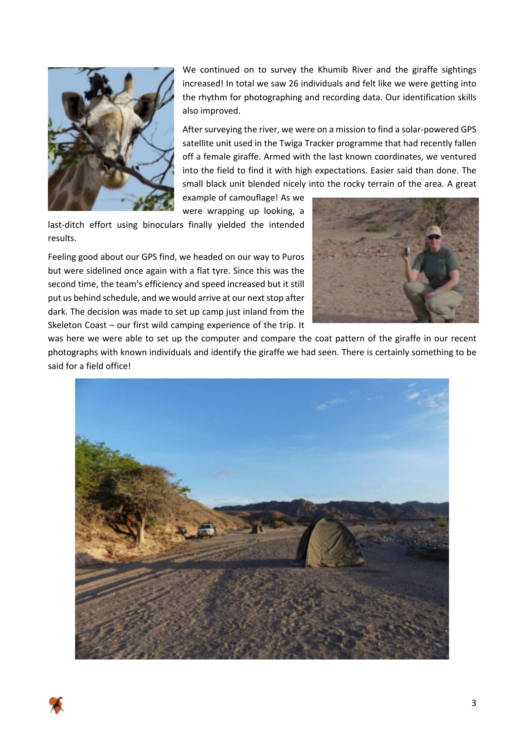We continued on to survey the Khumib River and the giraffe sightings increased! In total we saw 26 individuals and felt like we were getting into the rhythm for photographing and recording data. Our identification skills also improved.

After surveying the river, we were on a mission to find a solar-powered GPS satellite unit used in the Twiga Tracker programme that had recently fallen off a female giraffe. Armed with the last known coordinates, we ventured into the field to find it with high expectations. Easier said than done. The small black unit blended nicely into the rocky terrain of the area. A great example of camouflage! As we were wrapping up looking, a last-ditch effort using binoculars finally yielded the intended results.

Feeling good about our GPS find, we headed on our way to Puros but were sidelined once again with a flat tyre. Since this was the second time, the team's efficiency and speed increased but it still put us behind schedule, and we would arrive at our next stop after dark. The decision was made to set up camp just inland from the Skeleton Coast – our first wild camping experience of the trip. It was here we were able to set up the computer and compare the coat pattern of the giraffe in our recent photographs with known individuals and identify the giraffe we had seen. There is certainly something to be said for a field office!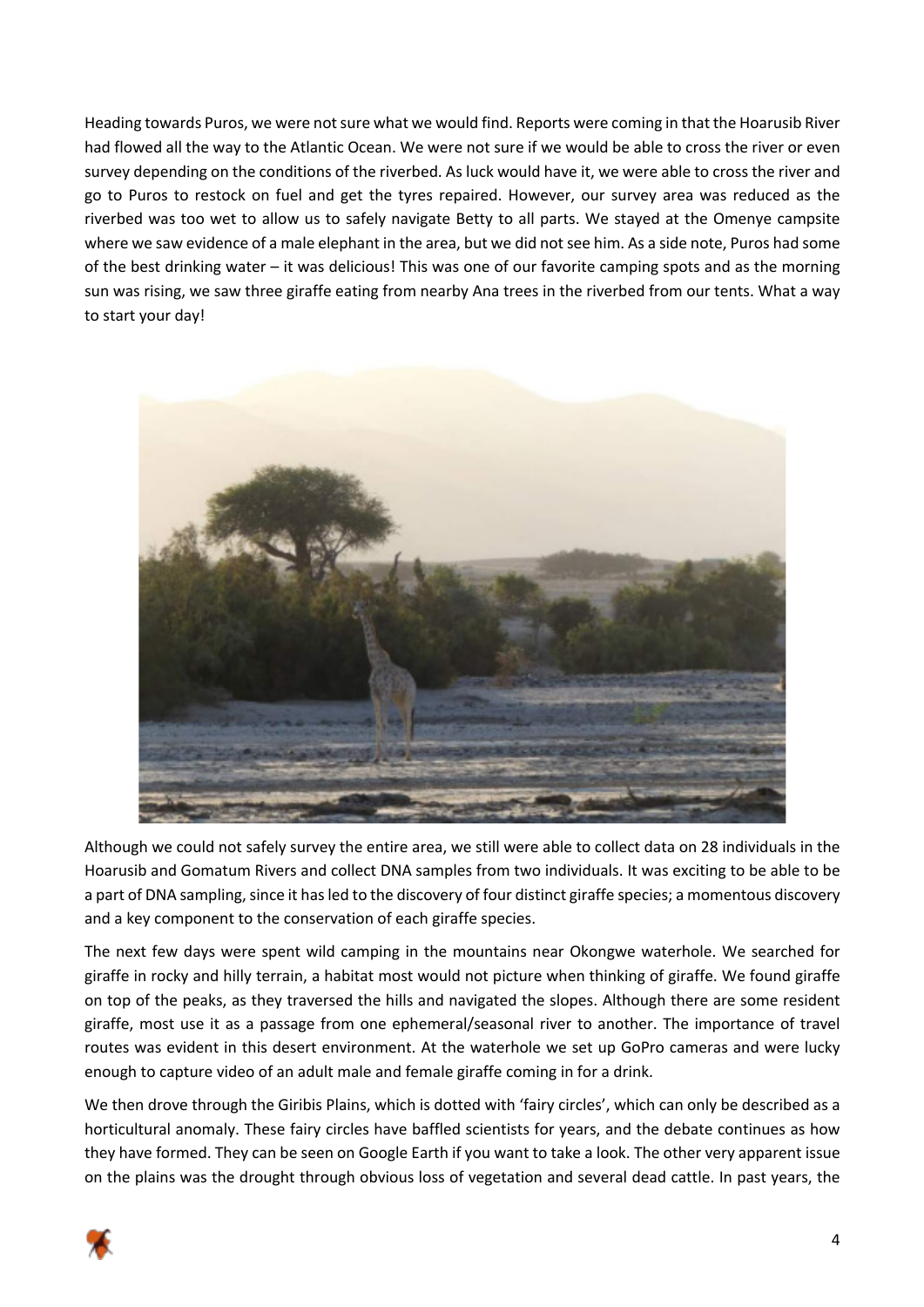Heading towards Puros, we were not sure what we would find. Reports were coming in that the Hoarusib River had flowed all the way to the Atlantic Ocean. We were not sure if we would be able to cross the river or even survey depending on the conditions of the riverbed. As luck would have it, we were able to cross the river and go to Puros to restock on fuel and get the tyres repaired. However, our survey area was reduced as the riverbed was too wet to allow us to safely navigate Betty to all parts. We stayed at the Omenye campsite where we saw evidence of a male elephant in the area, but we did not see him. As a side note, Puros had some of the best drinking water – it was delicious! This was one of our favorite camping spots and as the morning sun was rising, we saw three giraffe eating from nearby Ana trees in the riverbed from our tents. What a way to start your day!

Although we could not safely survey the entire area, we still were able to collect data on 28 individuals in the Hoarusib and Gomatum Rivers and collect DNA samples from two individuals. It was exciting to be able to be a part of DNA sampling, since it has led to the discovery of four distinct giraffe species; a momentous discovery and a key component to the conservation of each giraffe species.

The next few days were spent wild camping in the mountains near Okongwe waterhole. We searched for giraffe in rocky and hilly terrain, a habitat most would not picture when thinking of giraffe. We found giraffe on top of the peaks, as they traversed the hills and navigated the slopes. Although there are some resident giraffe, most use it as a passage from one ephemeral/seasonal river to another. The importance of travel routes was evident in this desert environment. At the waterhole we set up GoPro cameras and were lucky enough to capture video of an adult male and female giraffe coming in for a drink.

We then drove through the Giribis Plains, which is dotted with 'fairy circles', which can only be described as a horticultural anomaly. These fairy circles have baffled scientists for years, and the debate continues as how they have formed. They can be seen on Google Earth if you want to take a look. The other very apparent issue on the plains was the drought through obvious loss of vegetation and several dead cattle. In past years, the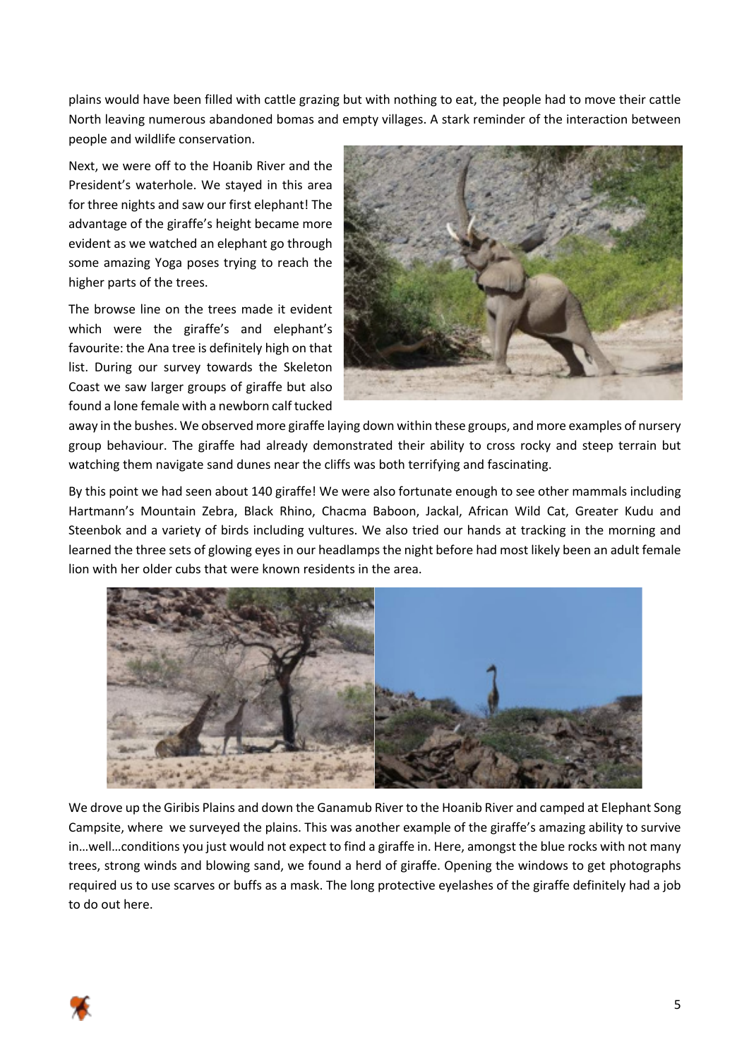plains would have been filled with cattle grazing but with nothing to eat, the people had to move their cattle North leaving numerous abandoned bomas and empty villages. A stark reminder of the interaction between people and wildlife conservation.

Next, we were off to the Hoanib River and the President's waterhole. We stayed in this area for three nights and saw our first elephant! The advantage of the giraffe's height became more evident as we watched an elephant go through some amazing Yoga poses trying to reach the higher parts of the trees.

The browse line on the trees made it evident which were the giraffe's and elephant's favourite: the Ana tree is definitely high on that list. During our survey towards the Skeleton Coast we saw larger groups of giraffe but also found a lone female with a newborn calf tucked away in the bushes. We observed more giraffe laying down within these groups, and more examples of nursery group behaviour. The giraffe had already demonstrated their ability to cross rocky and steep terrain but watching them navigate sand dunes near the cliffs was both terrifying and fascinating.

By this point we had seen about 140 giraffe! We were also fortunate enough to see other mammals including Hartmann's Mountain Zebra, Black Rhino, Chacma Baboon, Jackal, African Wild Cat, Greater Kudu and Steenbok and a variety of birds including vultures. We also tried our hands at tracking in the morning and learned the three sets of glowing eyes in our headlamps the night before had most likely been an adult female lion with her older cubs that were known residents in the area.

We drove up the Giribis Plains and down the Ganamub River to the Hoanib River and camped at Elephant Song Campsite, where we surveyed the plains. This was another example of the giraffe's amazing ability to survive in…well…conditions you just would not expect to find a giraffe in. Here, amongst the blue rocks with not many trees, strong winds and blowing sand, we found a herd of giraffe. Opening the windows to get photographs required us to use scarves or buffs as a mask. The long protective eyelashes of the giraffe definitely had a job to do out here.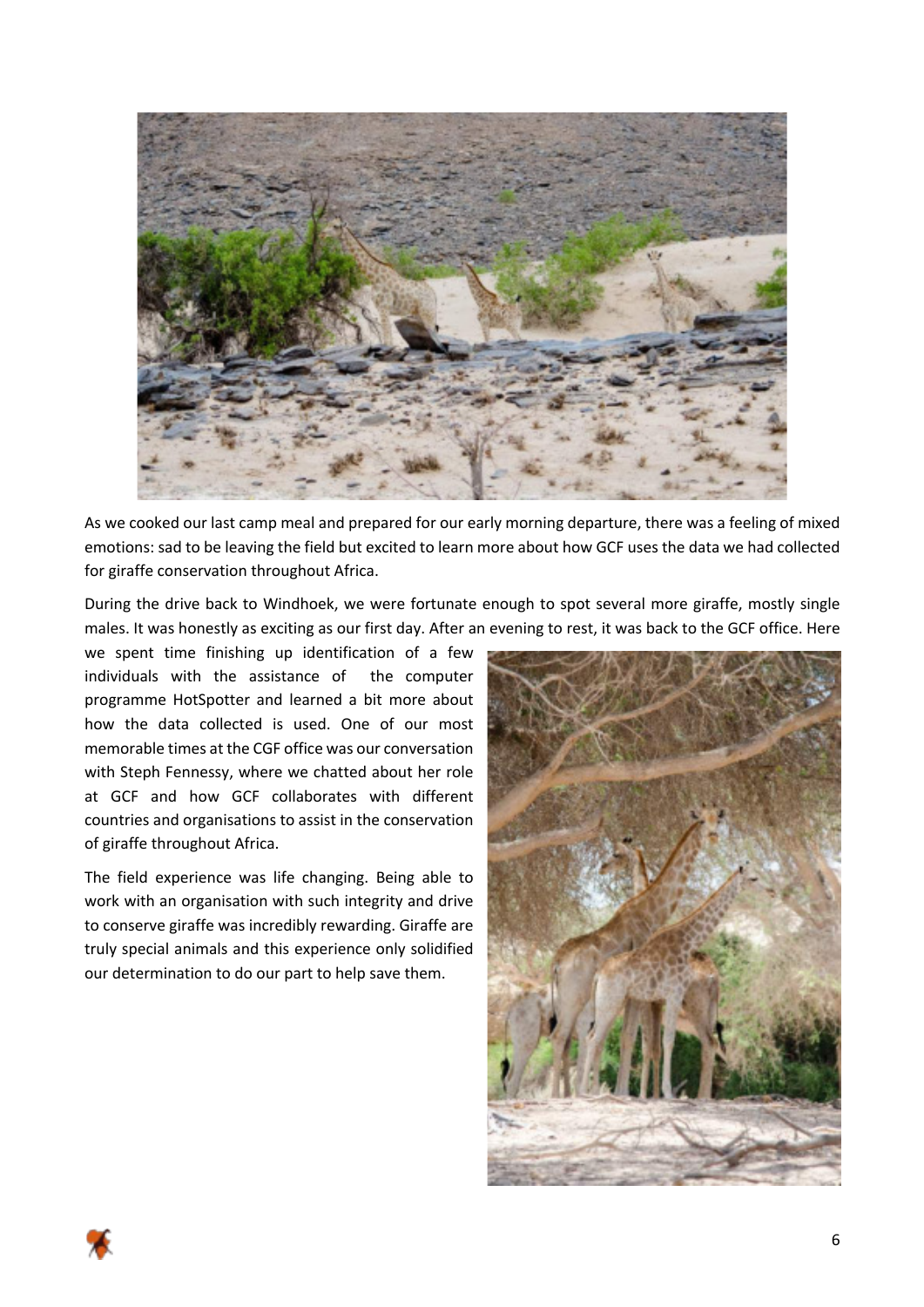As we cooked our last camp meal and prepared for our early morning departure, there was a feeling of mixed emotions: sad to be leaving the field but excited to learn more about how GCF uses the data we had collected for giraffe conservation throughout Africa.

During the drive back to Windhoek, we were fortunate enough to spot several more giraffe, mostly single males. It was honestly as exciting as our first day. After an evening to rest, it was back to the GCF office. Here we spent time finishing up identification of a few individuals with the assistance of the computer programme HotSpotter and learned a bit more about how the data collected is used. One of our most memorable times at the CGF office was our conversation with Steph Fennessy, where we chatted about her role at GCF and how GCF collaborates with different countries and organisations to assist in the conservation of giraffe throughout Africa.

The field experience was life changing. Being able to work with an organisation with such integrity and drive to conserve giraffe was incredibly rewarding. Giraffe are truly special animals and this experience only solidified our determination to do our part to help save them.